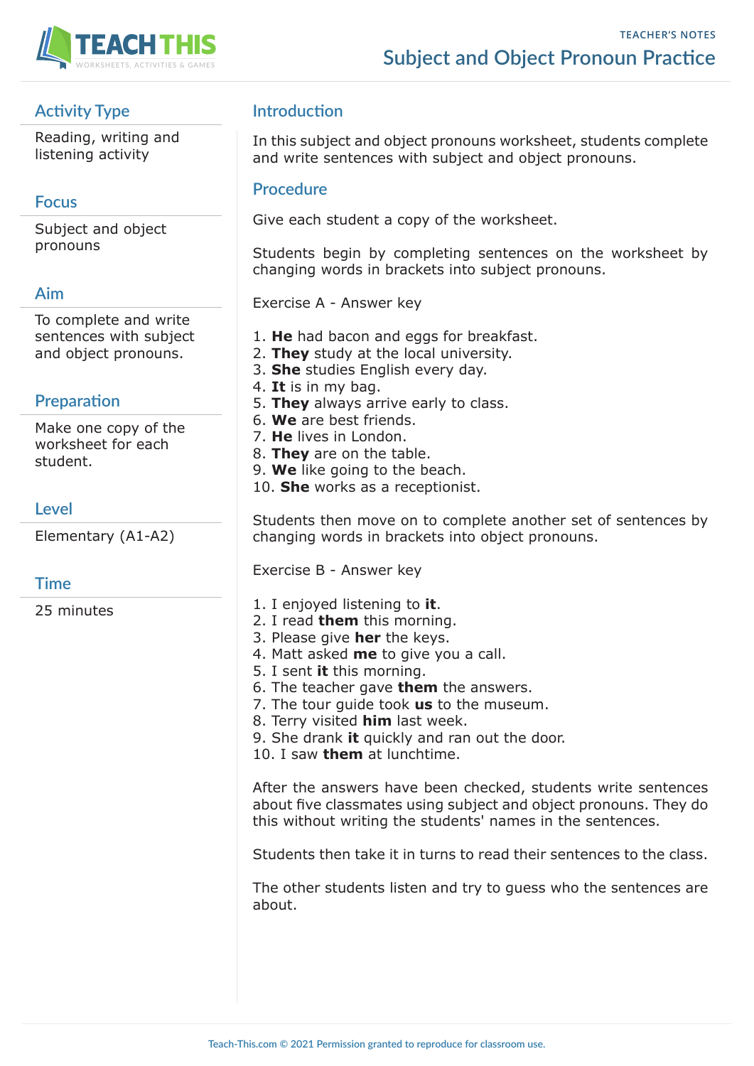TEACHER'S NOTES

# Subject and Object Pronoun Practice

## Activity Type

Reading, writing and listening activity

## Focus

Subject and object pronouns

## Aim

To complete and write sentences with subject and object pronouns.

## Preparation

Make one copy of the worksheet for each student.

## Level

Elementary (A1-A2)

## Time

25 minutes

## Introduction

In this subject and object pronouns worksheet, students complete and write sentences with subject and object pronouns.

## Procedure

Give each student a copy of the worksheet.

Students begin by completing sentences on the worksheet by changing words in brackets into subject pronouns.

Exercise A - Answer key

1. **He** had bacon and eggs for breakfast.
2. **They** study at the local university.
3. **She** studies English every day.
4. **It** is in my bag.
5. **They** always arrive early to class.
6. **We** are best friends.
7. **He** lives in London.
8. **They** are on the table.
9. **We** like going to the beach.
10. **She** works as a receptionist.

Students then move on to complete another set of sentences by changing words in brackets into object pronouns.

Exercise B - Answer key

1. I enjoyed listening to **it**.
2. I read **them** this morning.
3. Please give **her** the keys.
4. Matt asked **me** to give you a call.
5. I sent **it** this morning.
6. The teacher gave **them** the answers.
7. The tour guide took **us** to the museum.
8. Terry visited **him** last week.
9. She drank **it** quickly and ran out the door.
10. I saw **them** at lunchtime.

After the answers have been checked, students write sentences about five classmates using subject and object pronouns. They do this without writing the students' names in the sentences.

Students then take it in turns to read their sentences to the class.

The other students listen and try to guess who the sentences are about.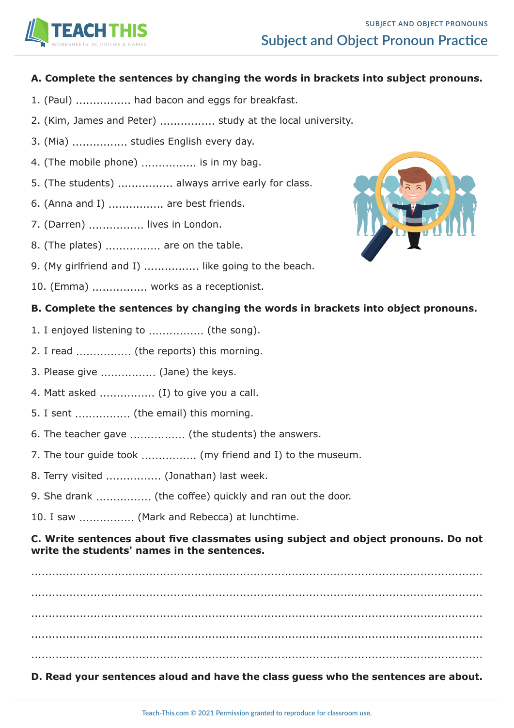# Subject and Object Pronoun Practice

**A. Complete the sentences by changing the words in brackets into subject pronouns.**

1. (Paul) ................ had bacon and eggs for breakfast.
2. (Kim, James and Peter) ................ study at the local university.
3. (Mia) ................ studies English every day.
4. (The mobile phone) ................ is in my bag.
5. (The students) ................ always arrive early for class.
6. (Anna and I) ................ are best friends.
7. (Darren) ................ lives in London.
8. (The plates) ................ are on the table.
9. (My girlfriend and I) ................ like going to the beach.
10. (Emma) ................ works as a receptionist.

**B. Complete the sentences by changing the words in brackets into object pronouns.**

1. I enjoyed listening to ................ (the song).
2. I read ................ (the reports) this morning.
3. Please give ................ (Jane) the keys.
4. Matt asked ................ (I) to give you a call.
5. I sent ................ (the email) this morning.
6. The teacher gave ................ (the students) the answers.
7. The tour guide took ................ (my friend and I) to the museum.
8. Terry visited ................ (Jonathan) last week.
9. She drank ................ (the coffee) quickly and ran out the door.
10. I saw ................ (Mark and Rebecca) at lunchtime.

**C. Write sentences about five classmates using subject and object pronouns. Do not write the students' names in the sentences.**

..........................................................................................................................

..........................................................................................................................

..........................................................................................................................

..........................................................................................................................

..........................................................................................................................

**D. Read your sentences aloud and have the class guess who the sentences are about.**